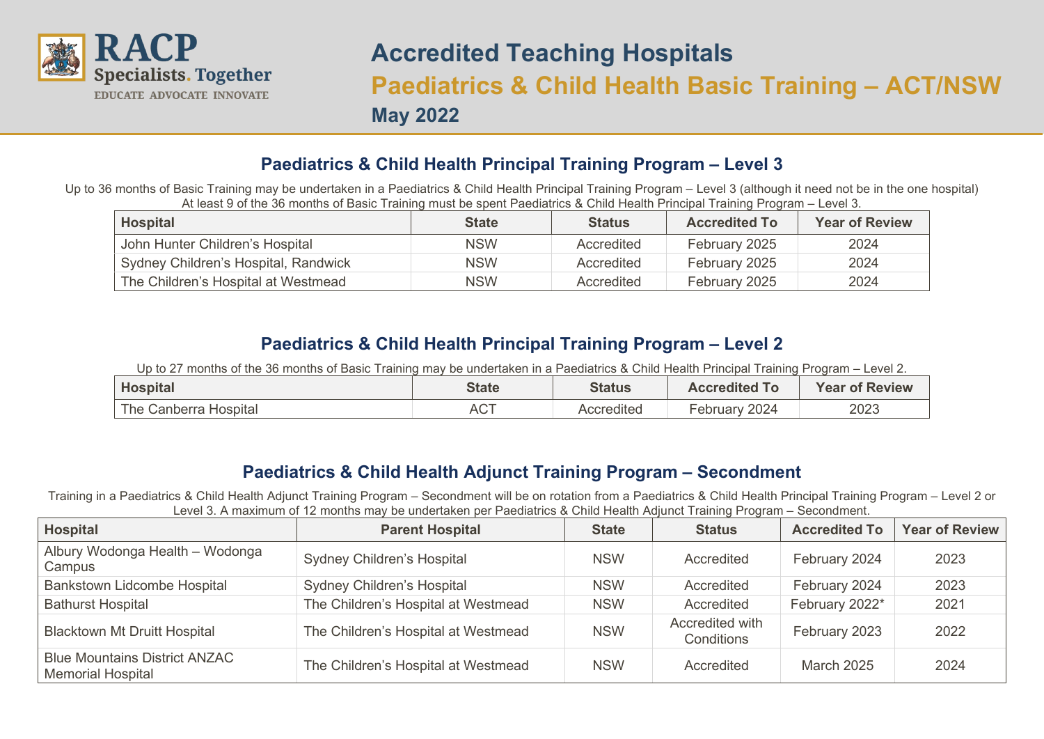RACP Specialists. Together
EDUCATE ADVOCATE INNOVATE

# Accredited Teaching Hospitals

## Paediatrics & Child Health Basic Training – ACT/NSW

### May 2022

## Paediatrics & Child Health Principal Training Program – Level 3

Up to 36 months of Basic Training may be undertaken in a Paediatrics & Child Health Principal Training Program – Level 3 (although it need not be in the one hospital) At least 9 of the 36 months of Basic Training must be spent Paediatrics & Child Health Principal Training Program – Level 3.

| Hospital | State | Status | Accredited To | Year of Review |
|---|---|---|---|---|
| John Hunter Children's Hospital | NSW | Accredited | February 2025 | 2024 |
| Sydney Children's Hospital, Randwick | NSW | Accredited | February 2025 | 2024 |
| The Children's Hospital at Westmead | NSW | Accredited | February 2025 | 2024 |

## Paediatrics & Child Health Principal Training Program – Level 2

Up to 27 months of the 36 months of Basic Training may be undertaken in a Paediatrics & Child Health Principal Training Program – Level 2.

| Hospital | State | Status | Accredited To | Year of Review |
|---|---|---|---|---|
| The Canberra Hospital | ACT | Accredited | February 2024 | 2023 |

## Paediatrics & Child Health Adjunct Training Program – Secondment

Training in a Paediatrics & Child Health Adjunct Training Program – Secondment will be on rotation from a Paediatrics & Child Health Principal Training Program – Level 2 or Level 3. A maximum of 12 months may be undertaken per Paediatrics & Child Health Adjunct Training Program – Secondment.

| Hospital | Parent Hospital | State | Status | Accredited To | Year of Review |
|---|---|---|---|---|---|
| Albury Wodonga Health – Wodonga Campus | Sydney Children's Hospital | NSW | Accredited | February 2024 | 2023 |
| Bankstown Lidcombe Hospital | Sydney Children's Hospital | NSW | Accredited | February 2024 | 2023 |
| Bathurst Hospital | The Children's Hospital at Westmead | NSW | Accredited | February 2022* | 2021 |
| Blacktown Mt Druitt Hospital | The Children's Hospital at Westmead | NSW | Accredited with Conditions | February 2023 | 2022 |
| Blue Mountains District ANZAC Memorial Hospital | The Children's Hospital at Westmead | NSW | Accredited | March 2025 | 2024 |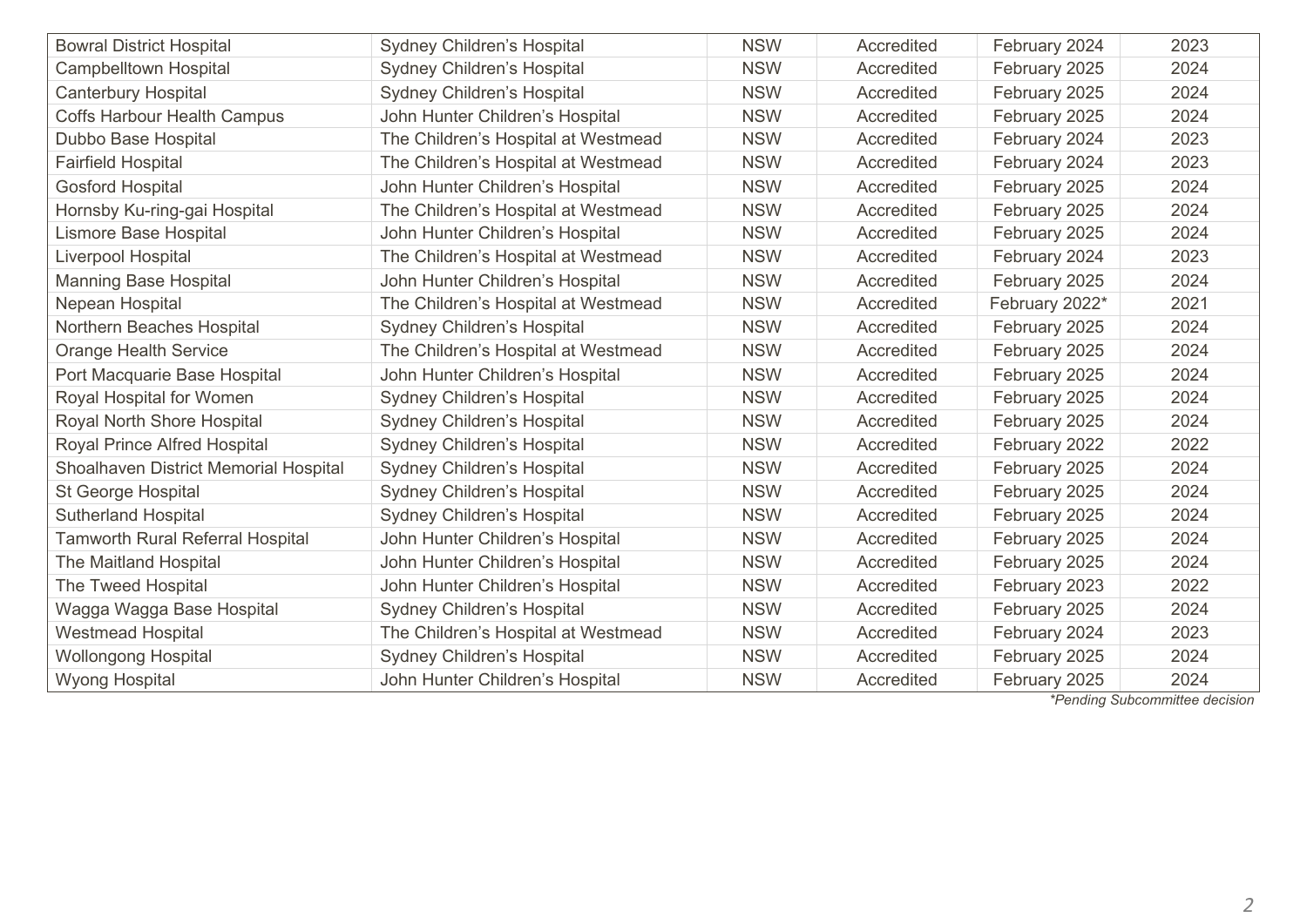| | | | | | |
|---|---|---|---|---|---|
| Bowral District Hospital | Sydney Children's Hospital | NSW | Accredited | February 2024 | 2023 |
| Campbelltown Hospital | Sydney Children's Hospital | NSW | Accredited | February 2025 | 2024 |
| Canterbury Hospital | Sydney Children's Hospital | NSW | Accredited | February 2025 | 2024 |
| Coffs Harbour Health Campus | John Hunter Children's Hospital | NSW | Accredited | February 2025 | 2024 |
| Dubbo Base Hospital | The Children's Hospital at Westmead | NSW | Accredited | February 2024 | 2023 |
| Fairfield Hospital | The Children's Hospital at Westmead | NSW | Accredited | February 2024 | 2023 |
| Gosford Hospital | John Hunter Children's Hospital | NSW | Accredited | February 2025 | 2024 |
| Hornsby Ku-ring-gai Hospital | The Children's Hospital at Westmead | NSW | Accredited | February 2025 | 2024 |
| Lismore Base Hospital | John Hunter Children's Hospital | NSW | Accredited | February 2025 | 2024 |
| Liverpool Hospital | The Children's Hospital at Westmead | NSW | Accredited | February 2024 | 2023 |
| Manning Base Hospital | John Hunter Children's Hospital | NSW | Accredited | February 2025 | 2024 |
| Nepean Hospital | The Children's Hospital at Westmead | NSW | Accredited | February 2022* | 2021 |
| Northern Beaches Hospital | Sydney Children's Hospital | NSW | Accredited | February 2025 | 2024 |
| Orange Health Service | The Children's Hospital at Westmead | NSW | Accredited | February 2025 | 2024 |
| Port Macquarie Base Hospital | John Hunter Children's Hospital | NSW | Accredited | February 2025 | 2024 |
| Royal Hospital for Women | Sydney Children's Hospital | NSW | Accredited | February 2025 | 2024 |
| Royal North Shore Hospital | Sydney Children's Hospital | NSW | Accredited | February 2025 | 2024 |
| Royal Prince Alfred Hospital | Sydney Children's Hospital | NSW | Accredited | February 2022 | 2022 |
| Shoalhaven District Memorial Hospital | Sydney Children's Hospital | NSW | Accredited | February 2025 | 2024 |
| St George Hospital | Sydney Children's Hospital | NSW | Accredited | February 2025 | 2024 |
| Sutherland Hospital | Sydney Children's Hospital | NSW | Accredited | February 2025 | 2024 |
| Tamworth Rural Referral Hospital | John Hunter Children's Hospital | NSW | Accredited | February 2025 | 2024 |
| The Maitland Hospital | John Hunter Children's Hospital | NSW | Accredited | February 2025 | 2024 |
| The Tweed Hospital | John Hunter Children's Hospital | NSW | Accredited | February 2023 | 2022 |
| Wagga Wagga Base Hospital | Sydney Children's Hospital | NSW | Accredited | February 2025 | 2024 |
| Westmead Hospital | The Children's Hospital at Westmead | NSW | Accredited | February 2024 | 2023 |
| Wollongong Hospital | Sydney Children's Hospital | NSW | Accredited | February 2025 | 2024 |
| Wyong Hospital | John Hunter Children's Hospital | NSW | Accredited | February 2025 | 2024 |

*\*Pending Subcommittee decision*